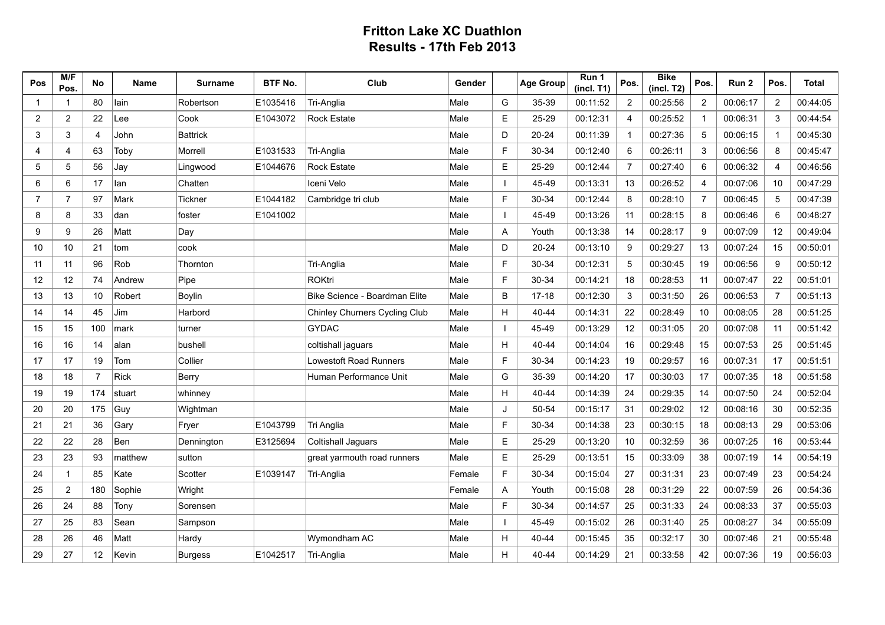# Fritton Lake XC Duathlon
## Results - 17th Feb 2013

| Pos | M/F Pos. | No | Name | Surname | BTF No. | Club | Gender | | Age Group | Run 1 (incl. T1) | Pos. | Bike (incl. T2) | Pos. | Run 2 | Pos. | Total |
|---|---|---|---|---|---|---|---|---|---|---|---|---|---|---|---|---|
| 1 | 1 | 80 | Iain | Robertson | E1035416 | Tri-Anglia | Male | G | 35-39 | 00:11:52 | 2 | 00:25:56 | 2 | 00:06:17 | 2 | 00:44:05 |
| 2 | 2 | 22 | Lee | Cook | E1043072 | Rock Estate | Male | E | 25-29 | 00:12:31 | 4 | 00:25:52 | 1 | 00:06:31 | 3 | 00:44:54 |
| 3 | 3 | 4 | John | Battrick | | | Male | D | 20-24 | 00:11:39 | 1 | 00:27:36 | 5 | 00:06:15 | 1 | 00:45:30 |
| 4 | 4 | 63 | Toby | Morrell | E1031533 | Tri-Anglia | Male | F | 30-34 | 00:12:40 | 6 | 00:26:11 | 3 | 00:06:56 | 8 | 00:45:47 |
| 5 | 5 | 56 | Jay | Lingwood | E1044676 | Rock Estate | Male | E | 25-29 | 00:12:44 | 7 | 00:27:40 | 6 | 00:06:32 | 4 | 00:46:56 |
| 6 | 6 | 17 | Ian | Chatten | | Iceni Velo | Male | I | 45-49 | 00:13:31 | 13 | 00:26:52 | 4 | 00:07:06 | 10 | 00:47:29 |
| 7 | 7 | 97 | Mark | Tickner | E1044182 | Cambridge tri club | Male | F | 30-34 | 00:12:44 | 8 | 00:28:10 | 7 | 00:06:45 | 5 | 00:47:39 |
| 8 | 8 | 33 | dan | foster | E1041002 | | Male | I | 45-49 | 00:13:26 | 11 | 00:28:15 | 8 | 00:06:46 | 6 | 00:48:27 |
| 9 | 9 | 26 | Matt | Day | | | Male | A | Youth | 00:13:38 | 14 | 00:28:17 | 9 | 00:07:09 | 12 | 00:49:04 |
| 10 | 10 | 21 | tom | cook | | | Male | D | 20-24 | 00:13:10 | 9 | 00:29:27 | 13 | 00:07:24 | 15 | 00:50:01 |
| 11 | 11 | 96 | Rob | Thornton | | Tri-Anglia | Male | F | 30-34 | 00:12:31 | 5 | 00:30:45 | 19 | 00:06:56 | 9 | 00:50:12 |
| 12 | 12 | 74 | Andrew | Pipe | | ROKtri | Male | F | 30-34 | 00:14:21 | 18 | 00:28:53 | 11 | 00:07:47 | 22 | 00:51:01 |
| 13 | 13 | 10 | Robert | Boylin | | Bike Science - Boardman Elite | Male | B | 17-18 | 00:12:30 | 3 | 00:31:50 | 26 | 00:06:53 | 7 | 00:51:13 |
| 14 | 14 | 45 | Jim | Harbord | | Chinley Churners Cycling Club | Male | H | 40-44 | 00:14:31 | 22 | 00:28:49 | 10 | 00:08:05 | 28 | 00:51:25 |
| 15 | 15 | 100 | mark | turner | | GYDAC | Male | I | 45-49 | 00:13:29 | 12 | 00:31:05 | 20 | 00:07:08 | 11 | 00:51:42 |
| 16 | 16 | 14 | alan | bushell | | coltishall jaguars | Male | H | 40-44 | 00:14:04 | 16 | 00:29:48 | 15 | 00:07:53 | 25 | 00:51:45 |
| 17 | 17 | 19 | Tom | Collier | | Lowestoft Road Runners | Male | F | 30-34 | 00:14:23 | 19 | 00:29:57 | 16 | 00:07:31 | 17 | 00:51:51 |
| 18 | 18 | 7 | Rick | Berry | | Human Performance Unit | Male | G | 35-39 | 00:14:20 | 17 | 00:30:03 | 17 | 00:07:35 | 18 | 00:51:58 |
| 19 | 19 | 174 | stuart | whinney | | | Male | H | 40-44 | 00:14:39 | 24 | 00:29:35 | 14 | 00:07:50 | 24 | 00:52:04 |
| 20 | 20 | 175 | Guy | Wightman | | | Male | J | 50-54 | 00:15:17 | 31 | 00:29:02 | 12 | 00:08:16 | 30 | 00:52:35 |
| 21 | 21 | 36 | Gary | Fryer | E1043799 | Tri Anglia | Male | F | 30-34 | 00:14:38 | 23 | 00:30:15 | 18 | 00:08:13 | 29 | 00:53:06 |
| 22 | 22 | 28 | Ben | Dennington | E3125694 | Coltishall Jaguars | Male | E | 25-29 | 00:13:20 | 10 | 00:32:59 | 36 | 00:07:25 | 16 | 00:53:44 |
| 23 | 23 | 93 | matthew | sutton | | great yarmouth road runners | Male | E | 25-29 | 00:13:51 | 15 | 00:33:09 | 38 | 00:07:19 | 14 | 00:54:19 |
| 24 | 1 | 85 | Kate | Scotter | E1039147 | Tri-Anglia | Female | F | 30-34 | 00:15:04 | 27 | 00:31:31 | 23 | 00:07:49 | 23 | 00:54:24 |
| 25 | 2 | 180 | Sophie | Wright | | | Female | A | Youth | 00:15:08 | 28 | 00:31:29 | 22 | 00:07:59 | 26 | 00:54:36 |
| 26 | 24 | 88 | Tony | Sorensen | | | Male | F | 30-34 | 00:14:57 | 25 | 00:31:33 | 24 | 00:08:33 | 37 | 00:55:03 |
| 27 | 25 | 83 | Sean | Sampson | | | Male | I | 45-49 | 00:15:02 | 26 | 00:31:40 | 25 | 00:08:27 | 34 | 00:55:09 |
| 28 | 26 | 46 | Matt | Hardy | | Wymondham AC | Male | H | 40-44 | 00:15:45 | 35 | 00:32:17 | 30 | 00:07:46 | 21 | 00:55:48 |
| 29 | 27 | 12 | Kevin | Burgess | E1042517 | Tri-Anglia | Male | H | 40-44 | 00:14:29 | 21 | 00:33:58 | 42 | 00:07:36 | 19 | 00:56:03 |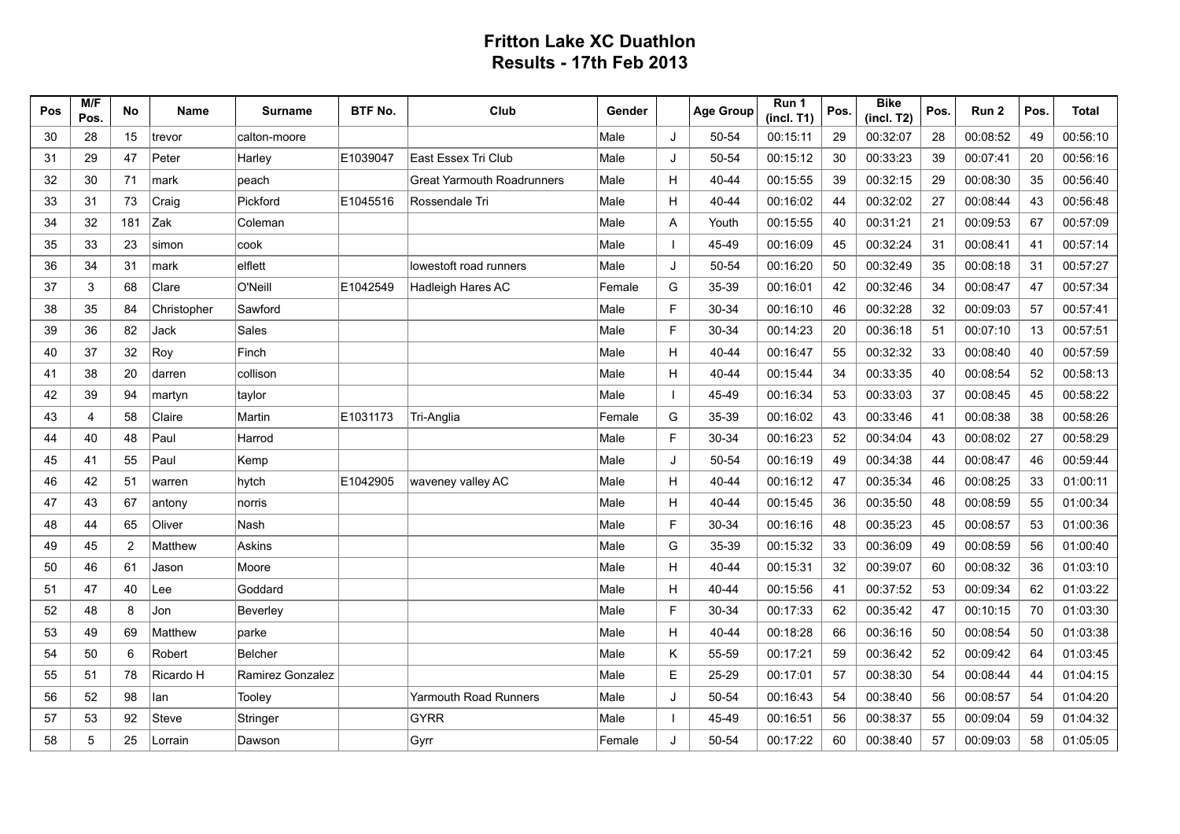# Fritton Lake XC Duathlon
## Results - 17th Feb 2013

| Pos | M/F Pos. | No | Name | Surname | BTF No. | Club | Gender | | Age Group | Run 1 (incl. T1) | Pos. | Bike (incl. T2) | Pos. | Run 2 | Pos. | Total |
|---|---|---|---|---|---|---|---|---|---|---|---|---|---|---|---|---|
| 30 | 28 | 15 | trevor | calton-moore | | | Male | J | 50-54 | 00:15:11 | 29 | 00:32:07 | 28 | 00:08:52 | 49 | 00:56:10 |
| 31 | 29 | 47 | Peter | Harley | E1039047 | East Essex Tri Club | Male | J | 50-54 | 00:15:12 | 30 | 00:33:23 | 39 | 00:07:41 | 20 | 00:56:16 |
| 32 | 30 | 71 | mark | peach | | Great Yarmouth Roadrunners | Male | H | 40-44 | 00:15:55 | 39 | 00:32:15 | 29 | 00:08:30 | 35 | 00:56:40 |
| 33 | 31 | 73 | Craig | Pickford | E1045516 | Rossendale Tri | Male | H | 40-44 | 00:16:02 | 44 | 00:32:02 | 27 | 00:08:44 | 43 | 00:56:48 |
| 34 | 32 | 181 | Zak | Coleman | | | Male | A | Youth | 00:15:55 | 40 | 00:31:21 | 21 | 00:09:53 | 67 | 00:57:09 |
| 35 | 33 | 23 | simon | cook | | | Male | I | 45-49 | 00:16:09 | 45 | 00:32:24 | 31 | 00:08:41 | 41 | 00:57:14 |
| 36 | 34 | 31 | mark | elflett | | lowestoft road runners | Male | J | 50-54 | 00:16:20 | 50 | 00:32:49 | 35 | 00:08:18 | 31 | 00:57:27 |
| 37 | 3 | 68 | Clare | O'Neill | E1042549 | Hadleigh Hares AC | Female | G | 35-39 | 00:16:01 | 42 | 00:32:46 | 34 | 00:08:47 | 47 | 00:57:34 |
| 38 | 35 | 84 | Christopher | Sawford | | | Male | F | 30-34 | 00:16:10 | 46 | 00:32:28 | 32 | 00:09:03 | 57 | 00:57:41 |
| 39 | 36 | 82 | Jack | Sales | | | Male | F | 30-34 | 00:14:23 | 20 | 00:36:18 | 51 | 00:07:10 | 13 | 00:57:51 |
| 40 | 37 | 32 | Roy | Finch | | | Male | H | 40-44 | 00:16:47 | 55 | 00:32:32 | 33 | 00:08:40 | 40 | 00:57:59 |
| 41 | 38 | 20 | darren | collison | | | Male | H | 40-44 | 00:15:44 | 34 | 00:33:35 | 40 | 00:08:54 | 52 | 00:58:13 |
| 42 | 39 | 94 | martyn | taylor | | | Male | I | 45-49 | 00:16:34 | 53 | 00:33:03 | 37 | 00:08:45 | 45 | 00:58:22 |
| 43 | 4 | 58 | Claire | Martin | E1031173 | Tri-Anglia | Female | G | 35-39 | 00:16:02 | 43 | 00:33:46 | 41 | 00:08:38 | 38 | 00:58:26 |
| 44 | 40 | 48 | Paul | Harrod | | | Male | F | 30-34 | 00:16:23 | 52 | 00:34:04 | 43 | 00:08:02 | 27 | 00:58:29 |
| 45 | 41 | 55 | Paul | Kemp | | | Male | J | 50-54 | 00:16:19 | 49 | 00:34:38 | 44 | 00:08:47 | 46 | 00:59:44 |
| 46 | 42 | 51 | warren | hytch | E1042905 | waveney valley AC | Male | H | 40-44 | 00:16:12 | 47 | 00:35:34 | 46 | 00:08:25 | 33 | 01:00:11 |
| 47 | 43 | 67 | antony | norris | | | Male | H | 40-44 | 00:15:45 | 36 | 00:35:50 | 48 | 00:08:59 | 55 | 01:00:34 |
| 48 | 44 | 65 | Oliver | Nash | | | Male | F | 30-34 | 00:16:16 | 48 | 00:35:23 | 45 | 00:08:57 | 53 | 01:00:36 |
| 49 | 45 | 2 | Matthew | Askins | | | Male | G | 35-39 | 00:15:32 | 33 | 00:36:09 | 49 | 00:08:59 | 56 | 01:00:40 |
| 50 | 46 | 61 | Jason | Moore | | | Male | H | 40-44 | 00:15:31 | 32 | 00:39:07 | 60 | 00:08:32 | 36 | 01:03:10 |
| 51 | 47 | 40 | Lee | Goddard | | | Male | H | 40-44 | 00:15:56 | 41 | 00:37:52 | 53 | 00:09:34 | 62 | 01:03:22 |
| 52 | 48 | 8 | Jon | Beverley | | | Male | F | 30-34 | 00:17:33 | 62 | 00:35:42 | 47 | 00:10:15 | 70 | 01:03:30 |
| 53 | 49 | 69 | Matthew | parke | | | Male | H | 40-44 | 00:18:28 | 66 | 00:36:16 | 50 | 00:08:54 | 50 | 01:03:38 |
| 54 | 50 | 6 | Robert | Belcher | | | Male | K | 55-59 | 00:17:21 | 59 | 00:36:42 | 52 | 00:09:42 | 64 | 01:03:45 |
| 55 | 51 | 78 | Ricardo H | Ramirez Gonzalez | | | Male | E | 25-29 | 00:17:01 | 57 | 00:38:30 | 54 | 00:08:44 | 44 | 01:04:15 |
| 56 | 52 | 98 | Ian | Tooley | | Yarmouth Road Runners | Male | J | 50-54 | 00:16:43 | 54 | 00:38:40 | 56 | 00:08:57 | 54 | 01:04:20 |
| 57 | 53 | 92 | Steve | Stringer | | GYRR | Male | I | 45-49 | 00:16:51 | 56 | 00:38:37 | 55 | 00:09:04 | 59 | 01:04:32 |
| 58 | 5 | 25 | Lorrain | Dawson | | Gyrr | Female | J | 50-54 | 00:17:22 | 60 | 00:38:40 | 57 | 00:09:03 | 58 | 01:05:05 |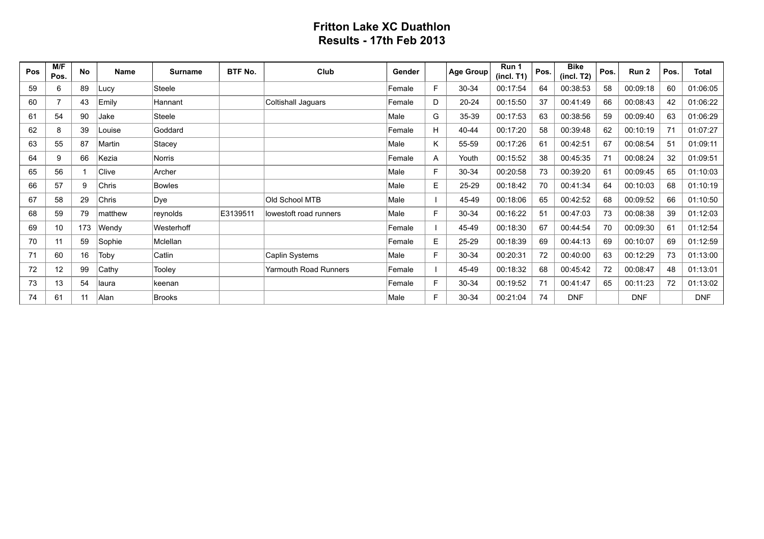# Fritton Lake XC Duathlon
## Results - 17th Feb 2013

| Pos | M/F Pos. | No | Name | Surname | BTF No. | Club | Gender | | Age Group | Run 1 (incl. T1) | Pos. | Bike (incl. T2) | Pos. | Run 2 | Pos. | Total |
|---|---|---|---|---|---|---|---|---|---|---|---|---|---|---|---|---|
| 59 | 6 | 89 | Lucy | Steele | | | Female | F | 30-34 | 00:17:54 | 64 | 00:38:53 | 58 | 00:09:18 | 60 | 01:06:05 |
| 60 | 7 | 43 | Emily | Hannant | | Coltishall Jaguars | Female | D | 20-24 | 00:15:50 | 37 | 00:41:49 | 66 | 00:08:43 | 42 | 01:06:22 |
| 61 | 54 | 90 | Jake | Steele | | | Male | G | 35-39 | 00:17:53 | 63 | 00:38:56 | 59 | 00:09:40 | 63 | 01:06:29 |
| 62 | 8 | 39 | Louise | Goddard | | | Female | H | 40-44 | 00:17:20 | 58 | 00:39:48 | 62 | 00:10:19 | 71 | 01:07:27 |
| 63 | 55 | 87 | Martin | Stacey | | | Male | K | 55-59 | 00:17:26 | 61 | 00:42:51 | 67 | 00:08:54 | 51 | 01:09:11 |
| 64 | 9 | 66 | Kezia | Norris | | | Female | A | Youth | 00:15:52 | 38 | 00:45:35 | 71 | 00:08:24 | 32 | 01:09:51 |
| 65 | 56 | 1 | Clive | Archer | | | Male | F | 30-34 | 00:20:58 | 73 | 00:39:20 | 61 | 00:09:45 | 65 | 01:10:03 |
| 66 | 57 | 9 | Chris | Bowles | | | Male | E | 25-29 | 00:18:42 | 70 | 00:41:34 | 64 | 00:10:03 | 68 | 01:10:19 |
| 67 | 58 | 29 | Chris | Dye | | Old School MTB | Male | I | 45-49 | 00:18:06 | 65 | 00:42:52 | 68 | 00:09:52 | 66 | 01:10:50 |
| 68 | 59 | 79 | matthew | reynolds | E3139511 | lowestoft road runners | Male | F | 30-34 | 00:16:22 | 51 | 00:47:03 | 73 | 00:08:38 | 39 | 01:12:03 |
| 69 | 10 | 173 | Wendy | Westerhoff | | | Female | I | 45-49 | 00:18:30 | 67 | 00:44:54 | 70 | 00:09:30 | 61 | 01:12:54 |
| 70 | 11 | 59 | Sophie | Mclellan | | | Female | E | 25-29 | 00:18:39 | 69 | 00:44:13 | 69 | 00:10:07 | 69 | 01:12:59 |
| 71 | 60 | 16 | Toby | Catlin | | Caplin Systems | Male | F | 30-34 | 00:20:31 | 72 | 00:40:00 | 63 | 00:12:29 | 73 | 01:13:00 |
| 72 | 12 | 99 | Cathy | Tooley | | Yarmouth Road Runners | Female | I | 45-49 | 00:18:32 | 68 | 00:45:42 | 72 | 00:08:47 | 48 | 01:13:01 |
| 73 | 13 | 54 | laura | keenan | | | Female | F | 30-34 | 00:19:52 | 71 | 00:41:47 | 65 | 00:11:23 | 72 | 01:13:02 |
| 74 | 61 | 11 | Alan | Brooks | | | Male | F | 30-34 | 00:21:04 | 74 | DNF | | DNF | | DNF |